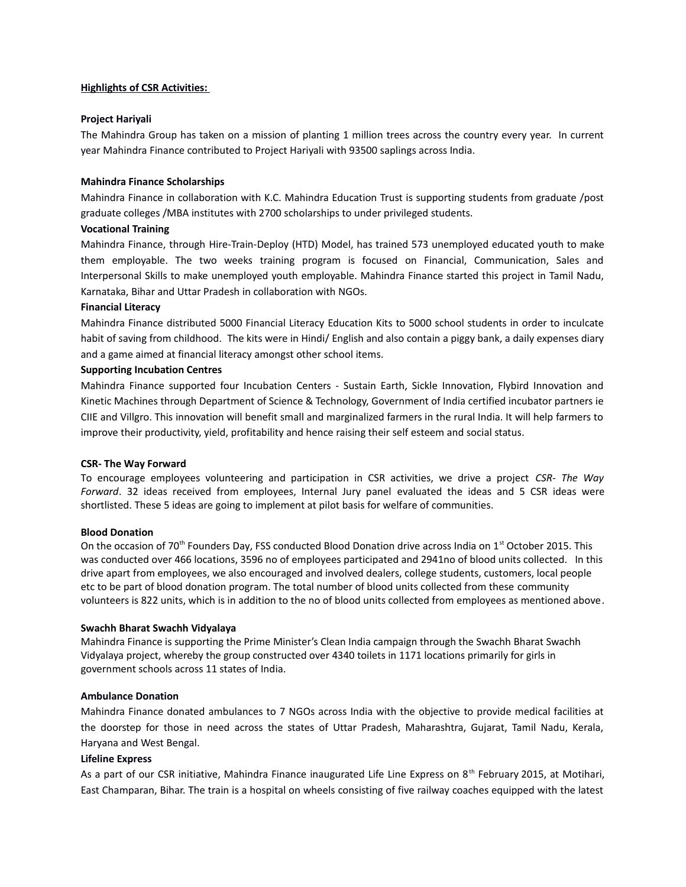**Highlights of CSR Activities:**

**Project Hariyali**

The Mahindra Group has taken on a mission of planting 1 million trees across the country every year. In current year Mahindra Finance contributed to Project Hariyali with 93500 saplings across India.

**Mahindra Finance Scholarships**

Mahindra Finance in collaboration with K.C. Mahindra Education Trust is supporting students from graduate /post graduate colleges /MBA institutes with 2700 scholarships to under privileged students.

**Vocational Training**

Mahindra Finance, through Hire-Train-Deploy (HTD) Model, has trained 573 unemployed educated youth to make them employable. The two weeks training program is focused on Financial, Communication, Sales and Interpersonal Skills to make unemployed youth employable. Mahindra Finance started this project in Tamil Nadu, Karnataka, Bihar and Uttar Pradesh in collaboration with NGOs.

**Financial Literacy**

Mahindra Finance distributed 5000 Financial Literacy Education Kits to 5000 school students in order to inculcate habit of saving from childhood. The kits were in Hindi/ English and also contain a piggy bank, a daily expenses diary and a game aimed at financial literacy amongst other school items.

**Supporting Incubation Centres**

Mahindra Finance supported four Incubation Centers - Sustain Earth, Sickle Innovation, Flybird Innovation and Kinetic Machines through Department of Science & Technology, Government of India certified incubator partners ie CIIE and Villgro. This innovation will benefit small and marginalized farmers in the rural India. It will help farmers to improve their productivity, yield, profitability and hence raising their self esteem and social status.

**CSR- The Way Forward**

To encourage employees volunteering and participation in CSR activities, we drive a project *CSR- The Way Forward*. 32 ideas received from employees, Internal Jury panel evaluated the ideas and 5 CSR ideas were shortlisted. These 5 ideas are going to implement at pilot basis for welfare of communities.

**Blood Donation**

On the occasion of 70th Founders Day, FSS conducted Blood Donation drive across India on 1st October 2015. This was conducted over 466 locations, 3596 no of employees participated and 2941no of blood units collected. In this drive apart from employees, we also encouraged and involved dealers, college students, customers, local people etc to be part of blood donation program. The total number of blood units collected from these community volunteers is 822 units, which is in addition to the no of blood units collected from employees as mentioned above.

**Swachh Bharat Swachh Vidyalaya**

Mahindra Finance is supporting the Prime Minister's Clean India campaign through the Swachh Bharat Swachh Vidyalaya project, whereby the group constructed over 4340 toilets in 1171 locations primarily for girls in government schools across 11 states of India.

**Ambulance Donation**

Mahindra Finance donated ambulances to 7 NGOs across India with the objective to provide medical facilities at the doorstep for those in need across the states of Uttar Pradesh, Maharashtra, Gujarat, Tamil Nadu, Kerala, Haryana and West Bengal.

**Lifeline Express**

As a part of our CSR initiative, Mahindra Finance inaugurated Life Line Express on 8th February 2015, at Motihari, East Champaran, Bihar. The train is a hospital on wheels consisting of five railway coaches equipped with the latest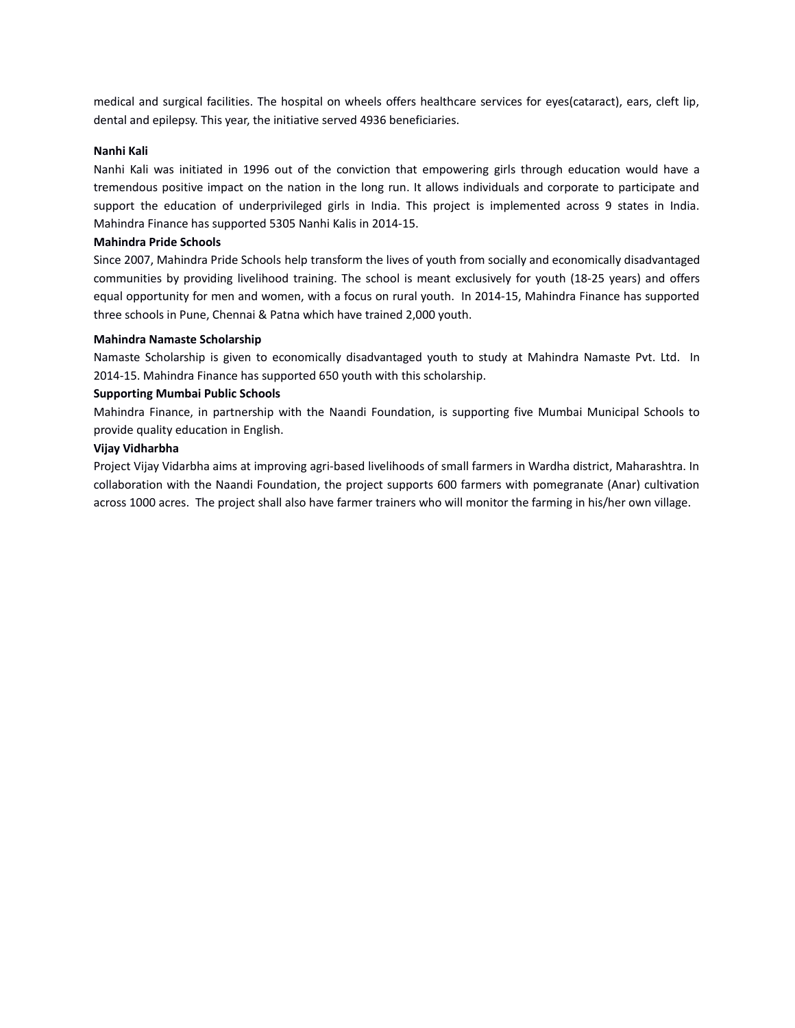medical and surgical facilities. The hospital on wheels offers healthcare services for eyes(cataract), ears, cleft lip, dental and epilepsy. This year, the initiative served 4936 beneficiaries.

**Nanhi Kali**

Nanhi Kali was initiated in 1996 out of the conviction that empowering girls through education would have a tremendous positive impact on the nation in the long run. It allows individuals and corporate to participate and support the education of underprivileged girls in India. This project is implemented across 9 states in India. Mahindra Finance has supported 5305 Nanhi Kalis in 2014-15.

**Mahindra Pride Schools**

Since 2007, Mahindra Pride Schools help transform the lives of youth from socially and economically disadvantaged communities by providing livelihood training. The school is meant exclusively for youth (18-25 years) and offers equal opportunity for men and women, with a focus on rural youth. In 2014-15, Mahindra Finance has supported three schools in Pune, Chennai & Patna which have trained 2,000 youth.

**Mahindra Namaste Scholarship**

Namaste Scholarship is given to economically disadvantaged youth to study at Mahindra Namaste Pvt. Ltd. In 2014-15. Mahindra Finance has supported 650 youth with this scholarship.

**Supporting Mumbai Public Schools**

Mahindra Finance, in partnership with the Naandi Foundation, is supporting five Mumbai Municipal Schools to provide quality education in English.

**Vijay Vidharbha**

Project Vijay Vidarbha aims at improving agri-based livelihoods of small farmers in Wardha district, Maharashtra. In collaboration with the Naandi Foundation, the project supports 600 farmers with pomegranate (Anar) cultivation across 1000 acres. The project shall also have farmer trainers who will monitor the farming in his/her own village.